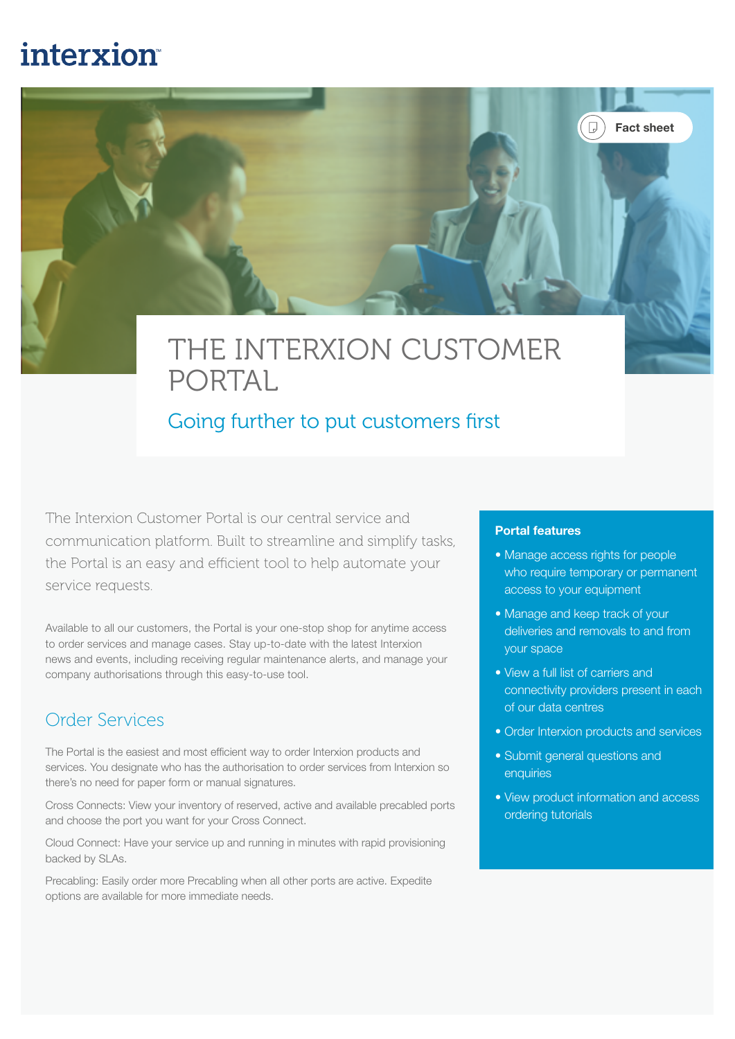interxion

Fact sheet

# THE INTERXION CUSTOMER PORTAL

## Going further to put customers first

The Interxion Customer Portal is our central service and communication platform. Built to streamline and simplify tasks, the Portal is an easy and efficient tool to help automate your service requests.

Available to all our customers, the Portal is your one-stop shop for anytime access to order services and manage cases. Stay up-to-date with the latest Interxion news and events, including receiving regular maintenance alerts, and manage your company authorisations through this easy-to-use tool.

## Order Services

The Portal is the easiest and most efficient way to order Interxion products and services. You designate who has the authorisation to order services from Interxion so there's no need for paper form or manual signatures.

Cross Connects: View your inventory of reserved, active and available precabled ports and choose the port you want for your Cross Connect.

Cloud Connect: Have your service up and running in minutes with rapid provisioning backed by SLAs.

Precabling: Easily order more Precabling when all other ports are active. Expedite options are available for more immediate needs.

**Portal features**

- Manage access rights for people who require temporary or permanent access to your equipment
- Manage and keep track of your deliveries and removals to and from your space
- View a full list of carriers and connectivity providers present in each of our data centres
- Order Interxion products and services
- Submit general questions and enquiries
- View product information and access ordering tutorials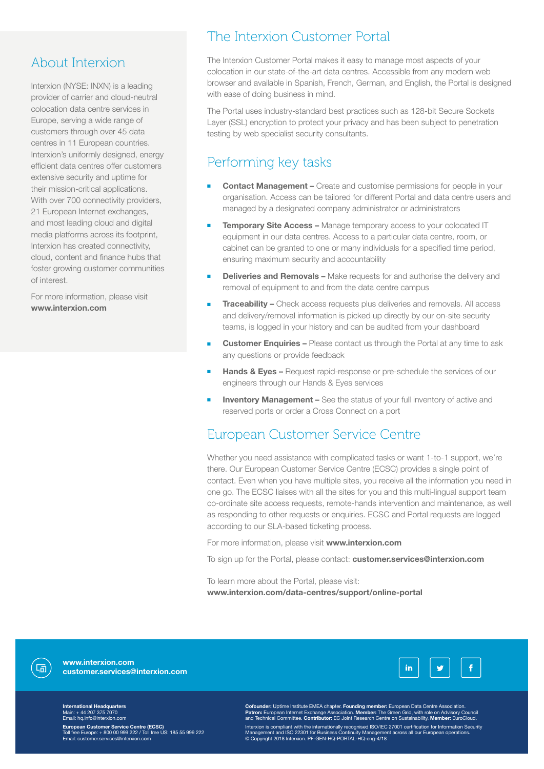## About Interxion

Interxion (NYSE: INXN) is a leading provider of carrier and cloud-neutral colocation data centre services in Europe, serving a wide range of customers through over 45 data centres in 11 European countries. Interxion's uniformly designed, energy efficient data centres offer customers extensive security and uptime for their mission-critical applications. With over 700 connectivity providers, 21 European Internet exchanges, and most leading cloud and digital media platforms across its footprint, Interxion has created connectivity, cloud, content and finance hubs that foster growing customer communities of interest.

For more information, please visit **www.interxion.com**

## The Interxion Customer Portal

The Interxion Customer Portal makes it easy to manage most aspects of your colocation in our state-of-the-art data centres. Accessible from any modern web browser and available in Spanish, French, German, and English, the Portal is designed with ease of doing business in mind.

The Portal uses industry-standard best practices such as 128-bit Secure Sockets Layer (SSL) encryption to protect your privacy and has been subject to penetration testing by web specialist security consultants.

## Performing key tasks

- **Contact Management –** Create and customise permissions for people in your organisation. Access can be tailored for different Portal and data centre users and managed by a designated company administrator or administrators
- **Temporary Site Access –** Manage temporary access to your colocated IT equipment in our data centres. Access to a particular data centre, room, or cabinet can be granted to one or many individuals for a specified time period, ensuring maximum security and accountability
- **Deliveries and Removals –** Make requests for and authorise the delivery and removal of equipment to and from the data centre campus
- **Traceability –** Check access requests plus deliveries and removals. All access and delivery/removal information is picked up directly by our on-site security teams, is logged in your history and can be audited from your dashboard
- **Customer Enquiries –** Please contact us through the Portal at any time to ask any questions or provide feedback
- **Hands & Eyes –** Request rapid-response or pre-schedule the services of our engineers through our Hands & Eyes services
- **Inventory Management –** See the status of your full inventory of active and reserved ports or order a Cross Connect on a port

## European Customer Service Centre

Whether you need assistance with complicated tasks or want 1-to-1 support, we're there. Our European Customer Service Centre (ECSC) provides a single point of contact. Even when you have multiple sites, you receive all the information you need in one go. The ECSC liaises with all the sites for you and this multi-lingual support team co-ordinate site access requests, remote-hands intervention and maintenance, as well as responding to other requests or enquiries. ECSC and Portal requests are logged according to our SLA-based ticketing process.

For more information, please visit **www.interxion.com**

To sign up for the Portal, please contact: **customer.services@interxion.com**

To learn more about the Portal, please visit:
**www.interxion.com/data-centres/support/online-portal**

**www.interxion.com**
**customer.services@interxion.com**

**International Headquarters**
Main: + 44 207 375 7070
Email: hq.info@interxion.com

**European Customer Service Centre (ECSC)**
Toll free Europe: + 800 00 999 222 / Toll free US: 185 55 999 222
Email: customer.services@interxion.com

**Cofounder:** Uptime Institute EMEA chapter. **Founding member:** European Data Centre Association.
**Patron:** European Internet Exchange Association. **Member:** The Green Grid, with role on Advisory Council and Technical Committee. **Contributor:** EC Joint Research Centre on Sustainability. **Member:** EuroCloud.

Interxion is compliant with the internationally recognised ISO/IEC 27001 certification for Information Security Management and ISO 22301 for Business Continuity Management across all our European operations.
© Copyright 2018 Interxion. PF-GEN-HQ-PORTAL-HQ-eng-4/18